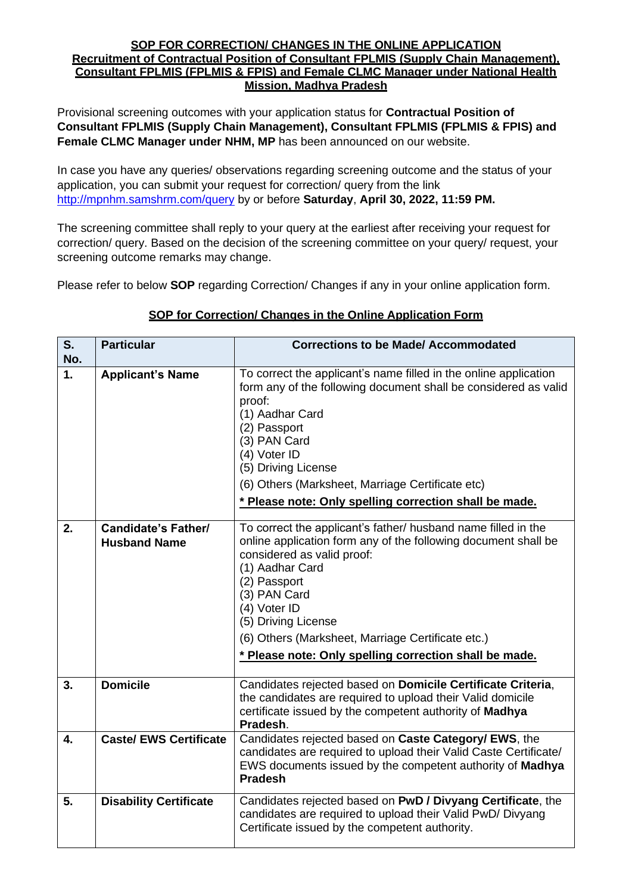## SOP FOR CORRECTION/ CHANGES IN THE ONLINE APPLICATION
## Recruitment of Contractual Position of Consultant FPLMIS (Supply Chain Management), Consultant FPLMIS (FPLMIS & FPIS) and Female CLMC Manager under National Health Mission, Madhya Pradesh

Provisional screening outcomes with your application status for **Contractual Position of Consultant FPLMIS (Supply Chain Management), Consultant FPLMIS (FPLMIS & FPIS) and Female CLMC Manager under NHM, MP** has been announced on our website.

In case you have any queries/ observations regarding screening outcome and the status of your application, you can submit your request for correction/ query from the link http://mpnhm.samshrm.com/query by or before **Saturday**, **April 30, 2022, 11:59 PM.**

The screening committee shall reply to your query at the earliest after receiving your request for correction/ query. Based on the decision of the screening committee on your query/ request, your screening outcome remarks may change.

Please refer to below **SOP** regarding Correction/ Changes if any in your online application form.

### SOP for Correction/ Changes in the Online Application Form

| S. No. | Particular | Corrections to be Made/ Accommodated |
|---|---|---|
| **1.** | **Applicant's Name** | To correct the applicant's name filled in the online application form any of the following document shall be considered as valid proof:<br>(1) Aadhar Card<br>(2) Passport<br>(3) PAN Card<br>(4) Voter ID<br>(5) Driving License<br>(6) Others (Marksheet, Marriage Certificate etc)<br>**\* Please note: Only spelling correction shall be made.** |
| **2.** | **Candidate's Father/ Husband Name** | To correct the applicant's father/ husband name filled in the online application form any of the following document shall be considered as valid proof:<br>(1) Aadhar Card<br>(2) Passport<br>(3) PAN Card<br>(4) Voter ID<br>(5) Driving License<br>(6) Others (Marksheet, Marriage Certificate etc.)<br>**\* Please note: Only spelling correction shall be made.** |
| **3.** | **Domicile** | Candidates rejected based on **Domicile Certificate Criteria**, the candidates are required to upload their Valid domicile certificate issued by the competent authority of **Madhya Pradesh**. |
| **4.** | **Caste/ EWS Certificate** | Candidates rejected based on **Caste Category/ EWS**, the candidates are required to upload their Valid Caste Certificate/ EWS documents issued by the competent authority of **Madhya Pradesh** |
| **5.** | **Disability Certificate** | Candidates rejected based on **PwD / Divyang Certificate**, the candidates are required to upload their Valid PwD/ Divyang Certificate issued by the competent authority. |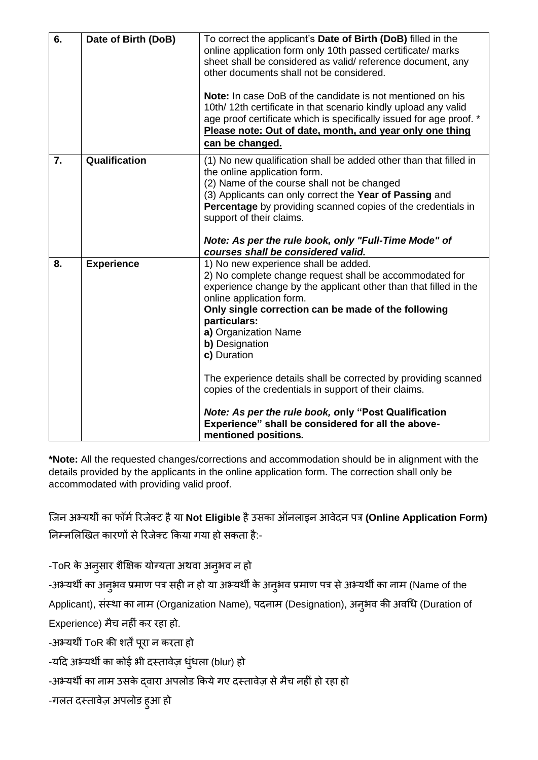| 6. | Date of Birth (DoB) | To correct the applicant's **Date of Birth (DoB)** filled in the online application form only 10th passed certificate/ marks sheet shall be considered as valid/ reference document, any other documents shall not be considered.<br><br>**Note:** In case DoB of the candidate is not mentioned on his 10th/ 12th certificate in that scenario kindly upload any valid age proof certificate which is specifically issued for age proof. * **Please note: Out of date, month, and year only one thing can be changed.** |
|---|---|---|
| **7.** | **Qualification** | (1) No new qualification shall be added other than that filled in the online application form.<br>(2) Name of the course shall not be changed<br>(3) Applicants can only correct the **Year of Passing** and **Percentage** by providing scanned copies of the credentials in support of their claims.<br><br>***Note: As per the rule book, only "Full-Time Mode" of courses shall be considered valid.*** |
| **8.** | **Experience** | 1) No new experience shall be added.<br>2) No complete change request shall be accommodated for experience change by the applicant other than that filled in the online application form.<br>**Only single correction can be made of the following particulars:**<br>**a)** Organization Name<br>**b)** Designation<br>**c)** Duration<br><br>The experience details shall be corrected by providing scanned copies of the credentials in support of their claims.<br><br>***Note: As per the rule book, only "Post Qualification Experience" shall be considered for all the above-mentioned positions.*** |

***Note:** All the requested changes/corrections and accommodation should be in alignment with the details provided by the applicants in the online application form. The correction shall only be accommodated with providing valid proof.

जिन अभ्यर्थी का फॉर्म रिजेक्ट है या **Not Eligible** है उसका ऑनलाइन आवेदन पत्र **(Online Application Form)** निम्नलिखित कारणों से रिजेक्ट किया गया हो सकता है:-

-ToR के अनुसार शैक्षिक योग्यता अथवा अनुभव न हो

-अभ्यर्थी का अनुभव प्रमाण पत्र सही न हो या अभ्यर्थी के अनुभव प्रमाण पत्र से अभ्यर्थी का नाम (Name of the Applicant), संस्था का नाम (Organization Name), पदनाम (Designation), अनुभव की अवधि (Duration of Experience) मैच नहीं कर रहा हो.

-अभ्यर्थी ToR की शर्ते पूरा न करता हो

-यदि अभ्यर्थी का कोई भी दस्तावेज़ धुंधला (blur) हो

-अभ्यर्थी का नाम उसके द्वारा अपलोड किये गए दस्तावेज़ से मैच नहीं हो रहा हो

-गलत दस्तावेज़ अपलोड हुआ हो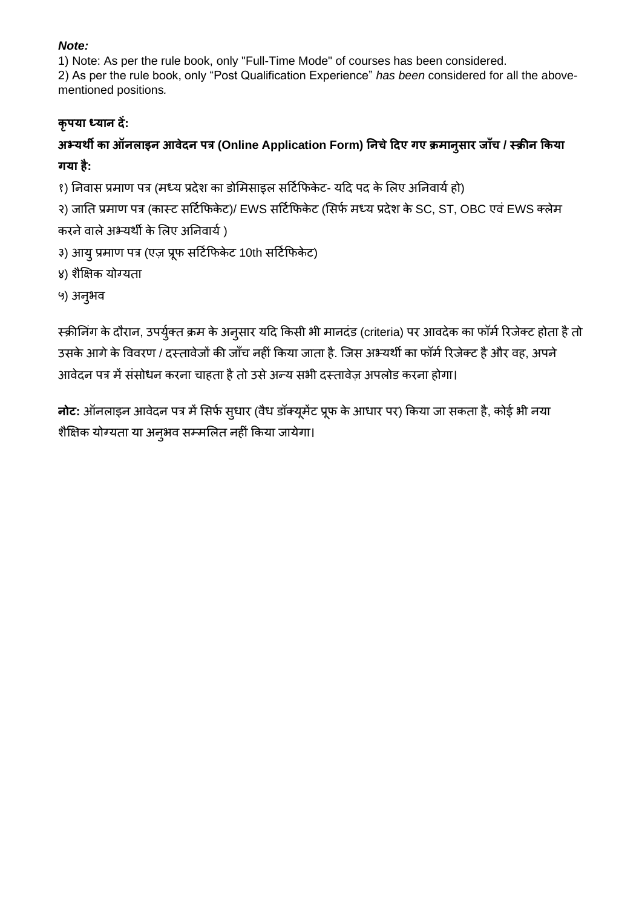***Note:***

1) Note: As per the rule book, only "Full-Time Mode" of courses has been considered.
2) As per the rule book, only "Post Qualification Experience" *has been* considered for all the above-mentioned positions.

**कृपया ध्यान दें:**

**अभ्यर्थी का ऑनलाइन आवेदन पत्र (Online Application Form) निचे दिए गए क्रमानुसार जाँच / स्क्रीन किया गया है:**

१) निवास प्रमाण पत्र (मध्य प्रदेश का डोमिसाइल सर्टिफिकेट- यदि पद के लिए अनिवार्य हो)

२) जाति प्रमाण पत्र (कास्ट सर्टिफिकेट)/ EWS सर्टिफिकेट (सिर्फ मध्य प्रदेश के SC, ST, OBC एवं EWS क्लेम करने वाले अभ्यर्थी के लिए अनिवार्य )

३) आयु प्रमाण पत्र (एज़ प्रूफ सर्टिफिकेट 10th सर्टिफिकेट)

४) शैक्षिक योग्यता

५) अनुभव

स्क्रीनिंग के दौरान, उपर्युक्त क्रम के अनुसार यदि किसी भी मानदंड (criteria) पर आवदेक का फॉर्म रिजेक्ट होता है तो उसके आगे के विवरण / दस्तावेजों की जाँच नहीं किया जाता है. जिस अभ्यर्थी का फॉर्म रिजेक्ट है और वह, अपने आवेदन पत्र में संसोधन करना चाहता है तो उसे अन्य सभी दस्तावेज़ अपलोड करना होगा।

**नोट:** ऑनलाइन आवेदन पत्र में सिर्फ सुधार (वैध डॉक्यूमेंट प्रूफ के आधार पर) किया जा सकता है, कोई भी नया शैक्षिक योग्यता या अनुभव सम्मलित नहीं किया जायेगा।